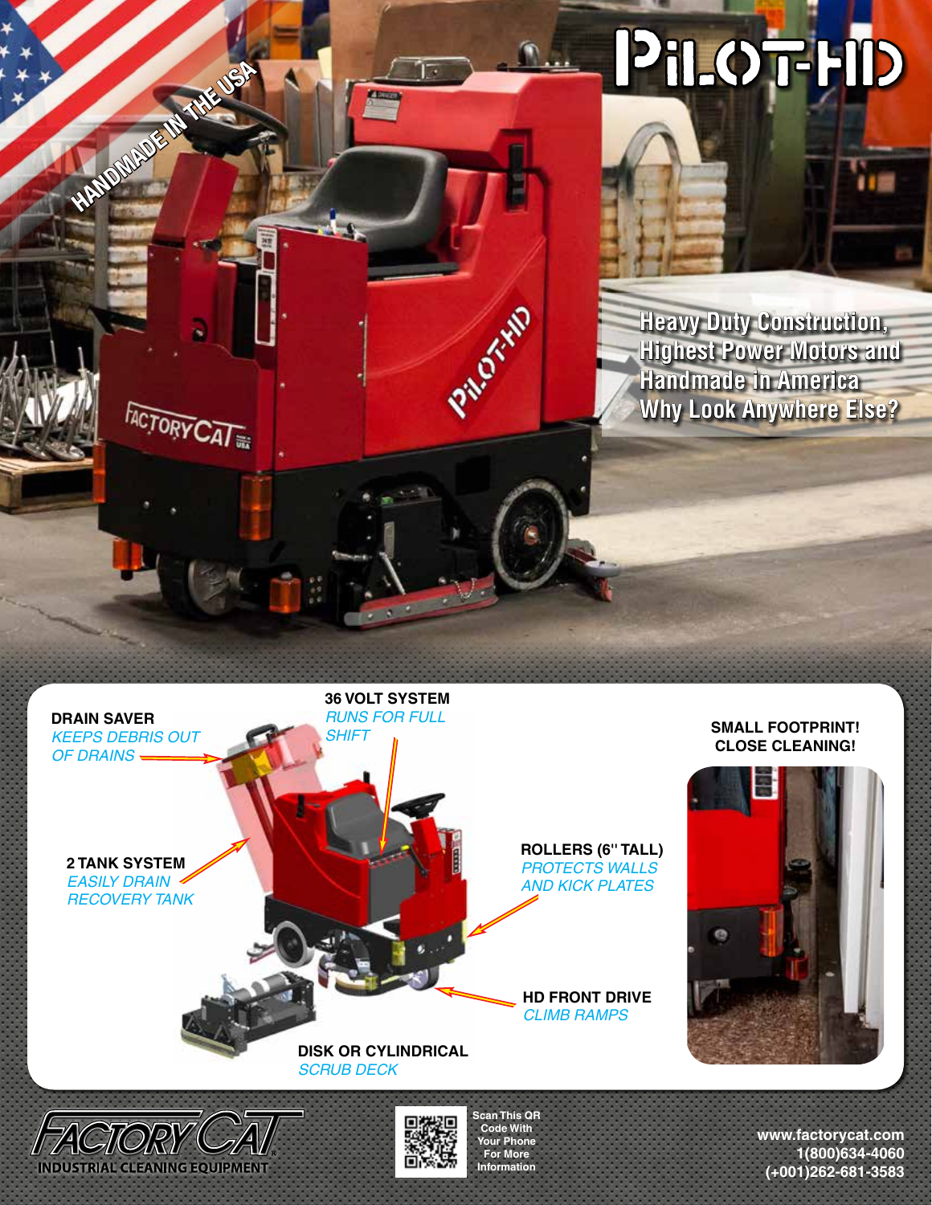# PILOT-HD

HANDMADE IN THE USA

**Heavy Duty Construction, Highest Power Motors and Handmade in America Why Look Anywhere Else?**

**DRAIN SAVER**
*KEEPS DEBRIS OUT OF DRAINS*

**36 VOLT SYSTEM**
*RUNS FOR FULL SHIFT*

**SMALL FOOTPRINT! CLOSE CLEANING!**

**2 TANK SYSTEM**
*EASILY DRAIN RECOVERY TANK*

**ROLLERS (6" TALL)**
*PROTECTS WALLS AND KICK PLATES*

**HD FRONT DRIVE**
*CLIMB RAMPS*

**DISK OR CYLINDRICAL**
*SCRUB DECK*

FACTORY CAT
INDUSTRIAL CLEANING EQUIPMENT

Scan This QR Code With Your Phone For More Information

www.factorycat.com
1(800)634-4060
(+001)262-681-3583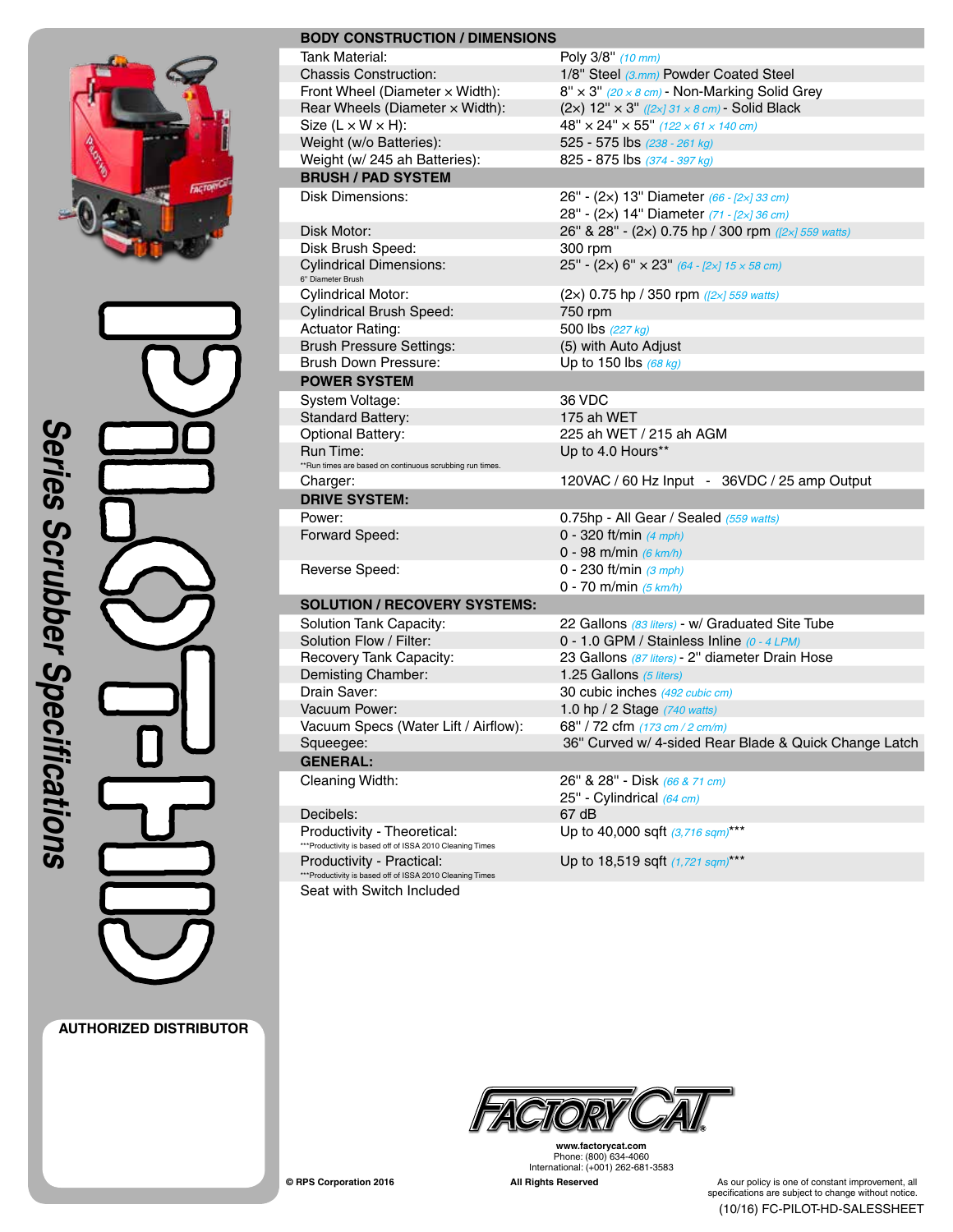# Pilot-HD Series Scrubber Specifications

| | |
|---|---|
| **BODY CONSTRUCTION / DIMENSIONS** | |
| Tank Material: | Poly 3/8" *(10 mm)* |
| Chassis Construction: | 1/8" Steel *(3.mm)* Powder Coated Steel |
| Front Wheel (Diameter × Width): | 8" × 3" *(20 × 8 cm)* - Non-Marking Solid Grey |
| Rear Wheels (Diameter × Width): | (2×) 12" × 3" *([2x] 31 × 8 cm)* - Solid Black |
| Size (L × W × H): | 48" × 24" × 55" *(122 × 61 × 140 cm)* |
| Weight (w/o Batteries): | 525 - 575 lbs *(238 - 261 kg)* |
| Weight (w/ 245 ah Batteries): | 825 - 875 lbs *(374 - 397 kg)* |
| **BRUSH / PAD SYSTEM** | |
| Disk Dimensions: | 26" - (2×) 13" Diameter *(66 - [2x] 33 cm)*<br>28" - (2×) 14" Diameter *(71 - [2x] 36 cm)* |
| Disk Motor: | 26" & 28" - (2×) 0.75 hp / 300 rpm *([2x] 559 watts)* |
| Disk Brush Speed: | 300 rpm |
| Cylindrical Dimensions:<br>6" Diameter Brush | 25" - (2×) 6" × 23" *(64 - [2x] 15 × 58 cm)* |
| Cylindrical Motor: | (2×) 0.75 hp / 350 rpm *([2x] 559 watts)* |
| Cylindrical Brush Speed: | 750 rpm |
| Actuator Rating: | 500 lbs *(227 kg)* |
| Brush Pressure Settings: | (5) with Auto Adjust |
| Brush Down Pressure: | Up to 150 lbs *(68 kg)* |
| **POWER SYSTEM** | |
| System Voltage: | 36 VDC |
| Standard Battery: | 175 ah WET |
| Optional Battery: | 225 ah WET / 215 ah AGM |
| Run Time:<br>**Run times are based on continuous scrubbing run times. | Up to 4.0 Hours** |
| Charger: | 120VAC / 60 Hz Input - 36VDC / 25 amp Output |
| **DRIVE SYSTEM:** | |
| Power: | 0.75hp - All Gear / Sealed *(559 watts)* |
| Forward Speed: | 0 - 320 ft/min *(4 mph)*<br>0 - 98 m/min *(6 km/h)* |
| Reverse Speed: | 0 - 230 ft/min *(3 mph)*<br>0 - 70 m/min *(5 km/h)* |
| **SOLUTION / RECOVERY SYSTEMS:** | |
| Solution Tank Capacity: | 22 Gallons *(83 liters)* - w/ Graduated Site Tube |
| Solution Flow / Filter: | 0 - 1.0 GPM / Stainless Inline *(0 - 4 LPM)* |
| Recovery Tank Capacity: | 23 Gallons *(87 liters)* - 2" diameter Drain Hose |
| Demisting Chamber: | 1.25 Gallons *(5 liters)* |
| Drain Saver: | 30 cubic inches *(492 cubic cm)* |
| Vacuum Power: | 1.0 hp / 2 Stage *(740 watts)* |
| Vacuum Specs (Water Lift / Airflow): | 68" / 72 cfm *(173 cm / 2 cm/m)* |
| Squeegee: | 36" Curved w/ 4-sided Rear Blade & Quick Change Latch |
| **GENERAL:** | |
| Cleaning Width: | 26" & 28" - Disk *(66 & 71 cm)*<br>25" - Cylindrical *(64 cm)* |
| Decibels: | 67 dB |
| Productivity - Theoretical:<br>***Productivity is based off of ISSA 2010 Cleaning Times | Up to 40,000 sqft *(3,716 sqm)**** |
| Productivity - Practical:<br>***Productivity is based off of ISSA 2010 Cleaning Times | Up to 18,519 sqft *(1,721 sqm)**** |
| Seat with Switch Included | |

**AUTHORIZED DISTRIBUTOR**

FACTORY CAT

www.factorycat.com
Phone: (800) 634-4060
International: (+001) 262-681-3583

© RPS Corporation 2016 All Rights Reserved

As our policy is one of constant improvement, all specifications are subject to change without notice.

(10/16) FC-PILOT-HD-SALESSHEET